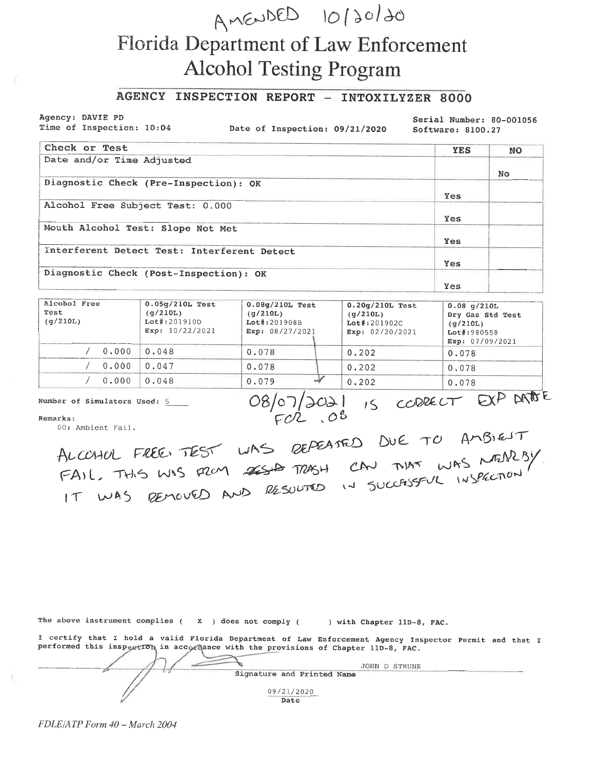AMENDED 10/20/20

# Florida Department of Law Enforcement
# Alcohol Testing Program

## AGENCY INSPECTION REPORT - INTOXILYZER 8000

Agency: DAVIE PD
Time of Inspection: 10:04

Date of Inspection: 09/21/2020

Serial Number: 80-001056
Software: 8100.27

| Check or Test | YES | NO |
|---|---|---|
| Date and/or Time Adjusted | | No |
| Diagnostic Check (Pre-Inspection): OK | Yes | |
| Alcohol Free Subject Test: 0.000 | Yes | |
| Mouth Alcohol Test: Slope Not Met | Yes | |
| Interferent Detect Test: Interferent Detect | Yes | |
| Diagnostic Check (Post-Inspection): OK | Yes | |

| Alcohol Free Test (g/210L) | 0.05g/210L Test (g/210L) Lot#:201910D Exp: 10/22/2021 | 0.08g/210L Test (g/210L) Lot#:201908B Exp: 08/27/2021 | 0.20g/210L Test (g/210L) Lot#:201902C Exp: 02/20/2021 | 0.08 g/210L Dry Gas Std Test (g/210L) Lot#:980558 Exp: 07/09/2021 |
|---|---|---|---|---|
| / 0.000 | 0.048 | 0.078 | 0.202 | 0.078 |
| / 0.000 | 0.047 | 0.078 | 0.202 | 0.078 |
| / 0.000 | 0.048 | 0.079 | 0.202 | 0.078 |

Number of Simulators Used: 5

08/07/2021 IS CORRECT EXP DATE FOR .08

Remarks:
00: Ambient Fail.

ALCOHOL FREE TEST WAS REPEATED DUE TO AMBIENT FAIL. THIS WAS FROM ~~RESID~~ TRASH CAN THAT WAS NEARBY. IT WAS REMOVED AND RESULTED IN SUCCESSFUL INSPECTION.

The above instrument complies ( X ) does not comply ( ) with Chapter 11D-8, FAC.

I certify that I hold a valid Florida Department of Law Enforcement Agency Inspector Permit and that I performed this inspection in accordance with the provisions of Chapter 11D-8, FAC.

JOHN D STRUNK
Signature and Printed Name

09/21/2020
Date

*FDLE/ATP Form 40 – March 2004*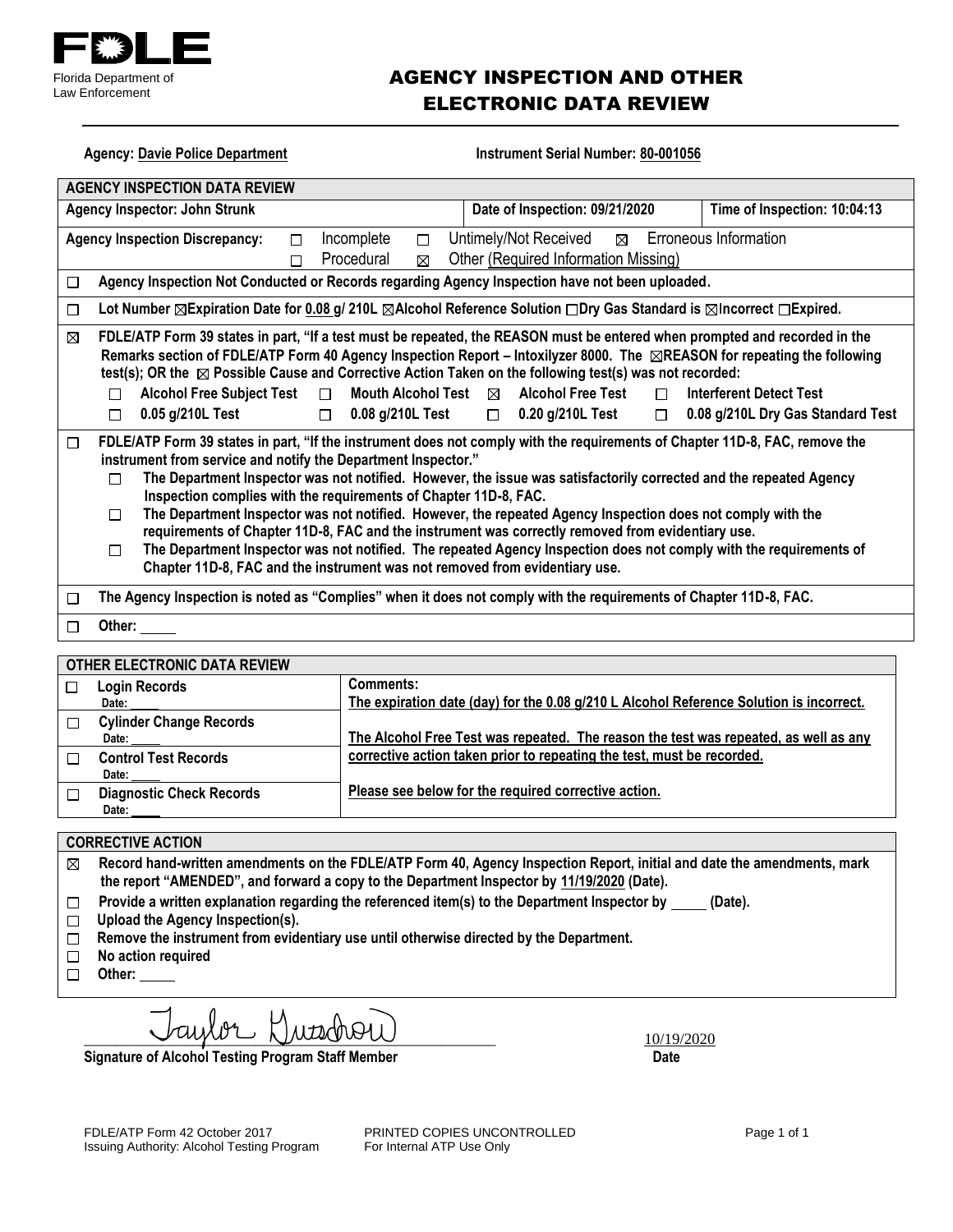FDLE

Florida Department of Law Enforcement

# AGENCY INSPECTION AND OTHER ELECTRONIC DATA REVIEW

**Agency:** Davie Police Department **Instrument Serial Number:** 80-001056

## AGENCY INSPECTION DATA REVIEW

| | | |
|---|---|---|
| **Agency Inspector: John Strunk** | **Date of Inspection: 09/21/2020** | **Time of Inspection: 10:04:13** |

**Agency Inspection Discrepancy:** ☐ Incomplete ☐ Untimely/Not Received ☒ Erroneous Information ☐ Procedural ☒ Other (Required Information Missing)

☐ **Agency Inspection Not Conducted or Records regarding Agency Inspection have not been uploaded.**

☐ **Lot Number ☒Expiration Date for 0.08 g/ 210L ☒Alcohol Reference Solution ☐Dry Gas Standard is ☒Incorrect ☐Expired.**

☒ **FDLE/ATP Form 39 states in part, "If a test must be repeated, the REASON must be entered when prompted and recorded in the Remarks section of FDLE/ATP Form 40 Agency Inspection Report – Intoxilyzer 8000. The ☒REASON for repeating the following test(s); OR the ☒ Possible Cause and Corrective Action Taken on the following test(s) was not recorded:**

- ☐ **Alcohol Free Subject Test** ☐ **Mouth Alcohol Test** ☒ **Alcohol Free Test** ☐ **Interferent Detect Test**
- ☐ **0.05 g/210L Test** ☐ **0.08 g/210L Test** ☐ **0.20 g/210L Test** ☐ **0.08 g/210L Dry Gas Standard Test**

☐ **FDLE/ATP Form 39 states in part, "If the instrument does not comply with the requirements of Chapter 11D-8, FAC, remove the instrument from service and notify the Department Inspector."**

- ☐ **The Department Inspector was not notified. However, the issue was satisfactorily corrected and the repeated Agency Inspection complies with the requirements of Chapter 11D-8, FAC.**
- ☐ **The Department Inspector was not notified. However, the repeated Agency Inspection does not comply with the requirements of Chapter 11D-8, FAC and the instrument was correctly removed from evidentiary use.**
- ☐ **The Department Inspector was not notified. The repeated Agency Inspection does not comply with the requirements of Chapter 11D-8, FAC and the instrument was not removed from evidentiary use.**

☐ **The Agency Inspection is noted as "Complies" when it does not comply with the requirements of Chapter 11D-8, FAC.**

☐ **Other:** _____

## OTHER ELECTRONIC DATA REVIEW

| | |
|---|---|
| ☐ **Login Records** Date: _____ | **Comments:** The expiration date (day) for the 0.08 g/210 L Alcohol Reference Solution is incorrect. |
| ☐ **Cylinder Change Records** Date: _____ | The Alcohol Free Test was repeated. The reason the test was repeated, as well as any corrective action taken prior to repeating the test, must be recorded. |
| ☐ **Control Test Records** Date: _____ | |
| ☐ **Diagnostic Check Records** Date: _____ | Please see below for the required corrective action. |

## CORRECTIVE ACTION

☒ **Record hand-written amendments on the FDLE/ATP Form 40, Agency Inspection Report, initial and date the amendments, mark the report "AMENDED", and forward a copy to the Department Inspector by 11/19/2020 (Date).**

☐ **Provide a written explanation regarding the referenced item(s) to the Department Inspector by _____ (Date).**

☐ **Upload the Agency Inspection(s).**

☐ **Remove the instrument from evidentiary use until otherwise directed by the Department.**

☐ **No action required**

☐ **Other:** _____

Taylor Gutschow
**Signature of Alcohol Testing Program Staff Member**

10/19/2020
**Date**

FDLE/ATP Form 42 October 2017
Issuing Authority: Alcohol Testing Program

PRINTED COPIES UNCONTROLLED
For Internal ATP Use Only